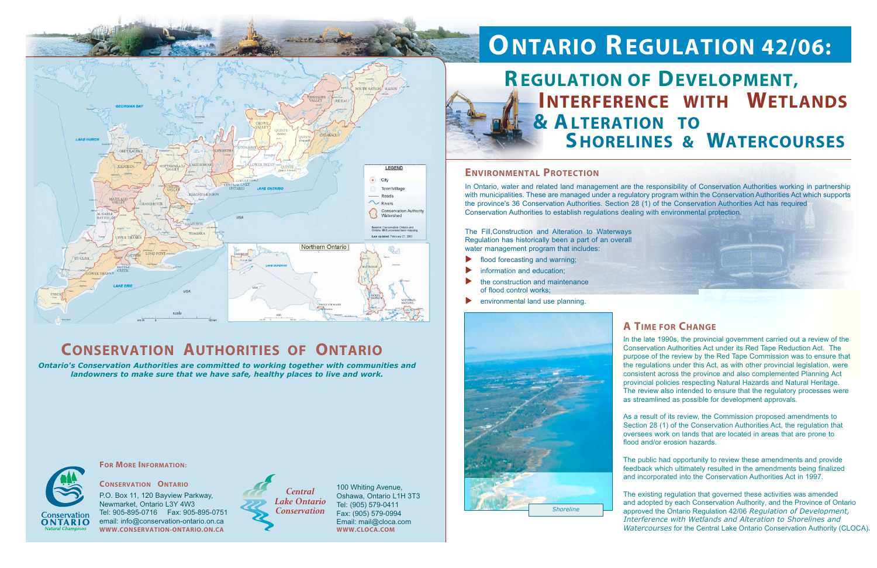# ONTARIO REGULATION 42/06:

## REGULATION OF DEVELOPMENT, INTERFERENCE WITH WETLANDS & ALTERATION TO SHORELINES & WATERCOURSES

### ENVIRONMENTAL PROTECTION

In Ontario, water and related land management are the responsibility of Conservation Authorities working in partnership with municipalities. These are managed under a regulatory program within the Conservation Authorities Act which supports the province's 36 Conservation Authorities. Section 28 (1) of the Conservation Authorities Act has required Conservation Authorities to establish regulations dealing with environmental protection.

The Fill,Construction and Alteration to Waterways Regulation has historically been a part of an overall water management program that includes:

- flood forecasting and warning;
- information and education;
- the construction and maintenance of flood control works;
- environmental land use planning.

Shoreline

### A TIME FOR CHANGE

In the late 1990s, the provincial government carried out a review of the Conservation Authorities Act under its Red Tape Reduction Act. The purpose of the review by the Red Tape Commission was to ensure that the regulations under this Act, as with other provincial legislation, were consistent across the province and also complemented Planning Act provincial policies respecting Natural Hazards and Natural Heritage. The review also intended to ensure that the regulatory processes were as streamlined as possible for development approvals.

As a result of its review, the Commission proposed amendments to Section 28 (1) of the Conservation Authorities Act, the regulation that oversees work on lands that are located in areas that are prone to flood and/or erosion hazards.

The public had opportunity to review these amendments and provide feedback which ultimately resulted in the amendments being finalized and incorporated into the Conservation Authorities Act in 1997.

The existing regulation that governed these activities was amended and adopted by each Conservation Authority, and the Province of Ontario approved the Ontario Regulation 42/06 *Regulation of Development, Interference with Wetlands and Alteration to Shorelines and Watercourses* for the Central Lake Ontario Conservation Authority (CLOCA).

## CONSERVATION AUTHORITIES OF ONTARIO

***Ontario's Conservation Authorities are committed to working together with communities and landowners to make sure that we have safe, healthy places to live and work.***

#### FOR MORE INFORMATION:

**CONSERVATION ONTARIO**
P.O. Box 11, 120 Bayview Parkway,
Newmarket, Ontario L3Y 4W3
Tel: 905-895-0716 Fax: 905-895-0751
email: info@conservation-ontario.on.ca
**WWW.CONSERVATION-ONTARIO.ON.CA**

**Central Lake Ontario Conservation**
100 Whiting Avenue,
Oshawa, Ontario L1H 3T3
Tel: (905) 579-0411
Fax: (905) 579-0994
Email: mail@cloca.com
**WWW.CLOCA.COM**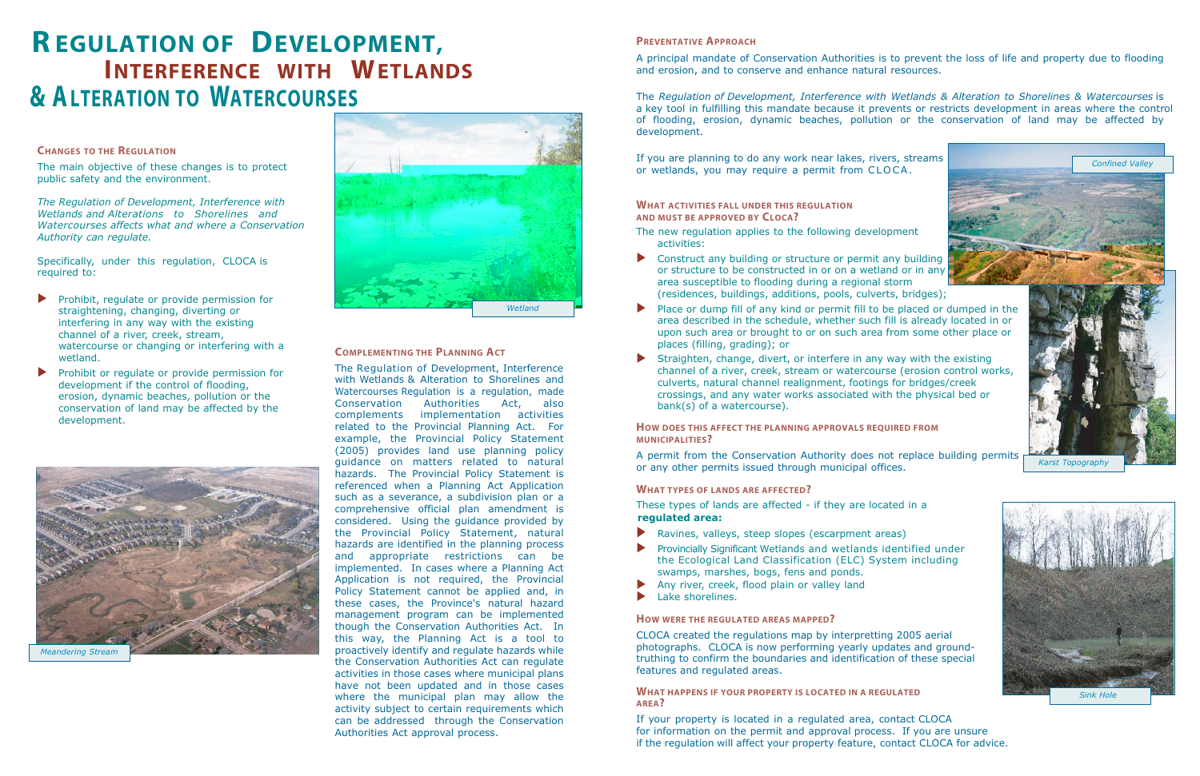# Regulation of Development, Interference with Wetlands & Alteration to Watercourses

## Changes to the Regulation

The main objective of these changes is to protect public safety and the environment.

*The Regulation of Development, Interference with Wetlands and Alterations to Shorelines and Watercourses affects what and where a Conservation Authority can regulate.*

Specifically, under this regulation, CLOCA is required to:

- Prohibit, regulate or provide permission for straightening, changing, diverting or interfering in any way with the existing channel of a river, creek, stream, watercourse or changing or interfering with a wetland.
- Prohibit or regulate or provide permission for development if the control of flooding, erosion, dynamic beaches, pollution or the conservation of land may be affected by the development.

*Wetland*

*Meandering Stream*

## Complementing the Planning Act

The Regulation of Development, Interference with Wetlands & Alteration to Shorelines and Watercourses Regulation is a regulation, made Conservation Authorities Act, also complements implementation activities related to the Provincial Planning Act. For example, the Provincial Policy Statement (2005) provides land use planning policy guidance on matters related to natural hazards. The Provincial Policy Statement is referenced when a Planning Act Application such as a severance, a subdivision plan or a comprehensive official plan amendment is considered. Using the guidance provided by the Provincial Policy Statement, natural hazards are identified in the planning process and appropriate restrictions can be implemented. In cases where a Planning Act Application is not required, the Provincial Policy Statement cannot be applied and, in these cases, the Province's natural hazard management program can be implemented though the Conservation Authorities Act. In this way, the Planning Act is a tool to proactively identify and regulate hazards while the Conservation Authorities Act can regulate activities in those cases where municipal plans have not been updated and in those cases where the municipal plan may allow the activity subject to certain requirements which can be addressed through the Conservation Authorities Act approval process.

## Preventative Approach

A principal mandate of Conservation Authorities is to prevent the loss of life and property due to flooding and erosion, and to conserve and enhance natural resources.

The *Regulation of Development, Interference with Wetlands & Alteration to Shorelines & Watercourses* is a key tool in fulfilling this mandate because it prevents or restricts development in areas where the control of flooding, erosion, dynamic beaches, pollution or the conservation of land may be affected by development.

If you are planning to do any work near lakes, rivers, streams or wetlands, you may require a permit from CLOCA.

*Confined Valley*

### What activities fall under this regulation and must be approved by CLOCA?

The new regulation applies to the following development activities:

- Construct any building or structure or permit any building or structure to be constructed in or on a wetland or in any area susceptible to flooding during a regional storm (residences, buildings, additions, pools, culverts, bridges);
- Place or dump fill of any kind or permit fill to be placed or dumped in the area described in the schedule, whether such fill is already located in or upon such area or brought to or on such area from some other place or places (filling, grading); or
- Straighten, change, divert, or interfere in any way with the existing channel of a river, creek, stream or watercourse (erosion control works, culverts, natural channel realignment, footings for bridges/creek crossings, and any water works associated with the physical bed or bank(s) of a watercourse).

*Karst Topography*

### How does this affect the planning approvals required from municipalities?

A permit from the Conservation Authority does not replace building permits or any other permits issued through municipal offices.

### What types of lands are affected?

These types of lands are affected - if they are located in a **regulated area:**

- Ravines, valleys, steep slopes (escarpment areas)
- Provincially Significant Wetlands and wetlands identified under the Ecological Land Classification (ELC) System including swamps, marshes, bogs, fens and ponds.
- Any river, creek, flood plain or valley land
- Lake shorelines.

### How were the regulated areas mapped?

CLOCA created the regulations map by interpretting 2005 aerial photographs. CLOCA is now performing yearly updates and ground-truthing to confirm the boundaries and identification of these special features and regulated areas.

*Sink Hole*

### What happens if your property is located in a regulated area?

If your property is located in a regulated area, contact CLOCA for information on the permit and approval process. If you are unsure if the regulation will affect your property feature, contact CLOCA for advice.